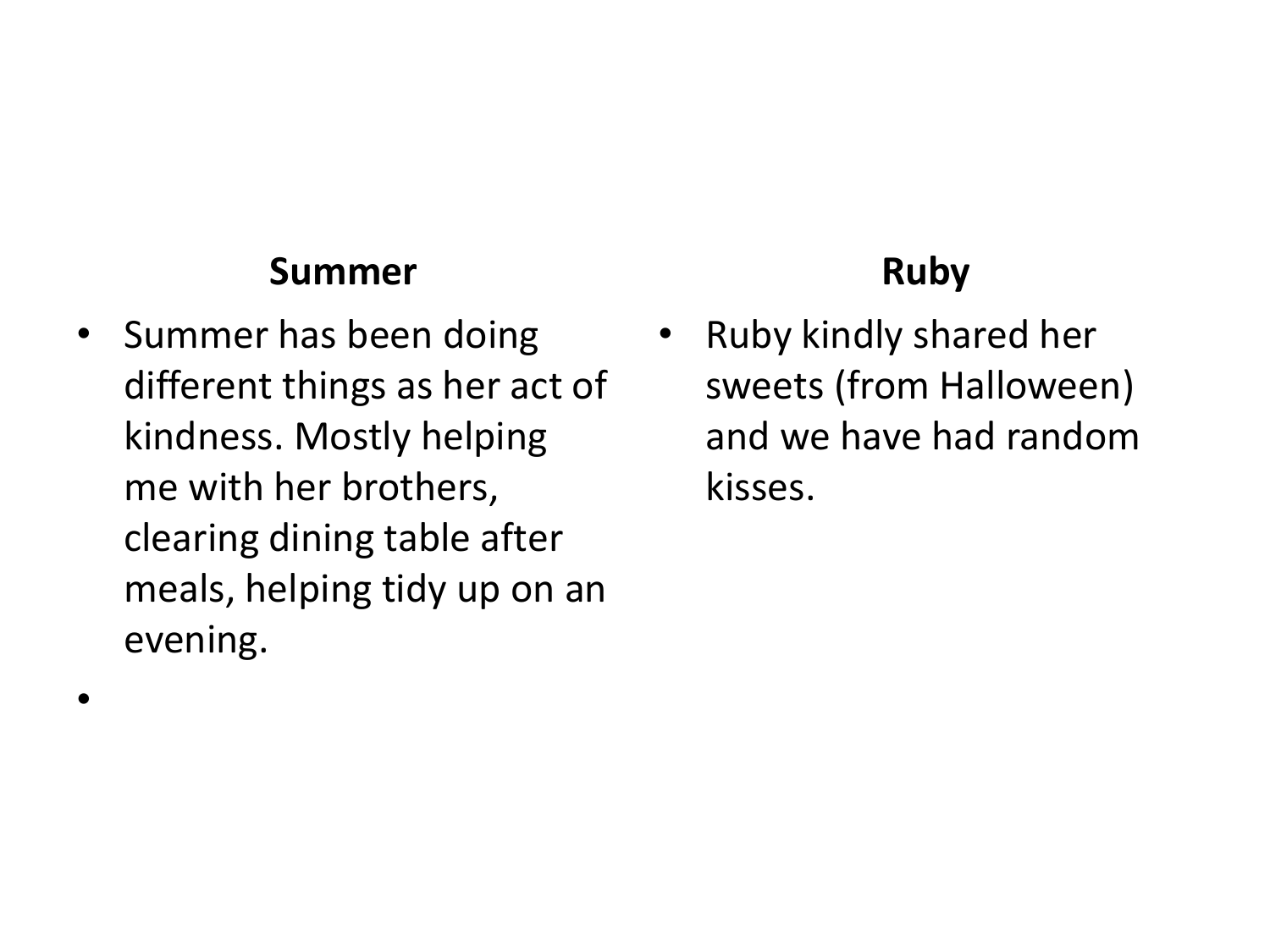**Summer**

- Summer has been doing different things as her act of kindness. Mostly helping me with her brothers, clearing dining table after meals, helping tidy up on an evening.
- 

**Ruby**

- Ruby kindly shared her sweets (from Halloween) and we have had random kisses.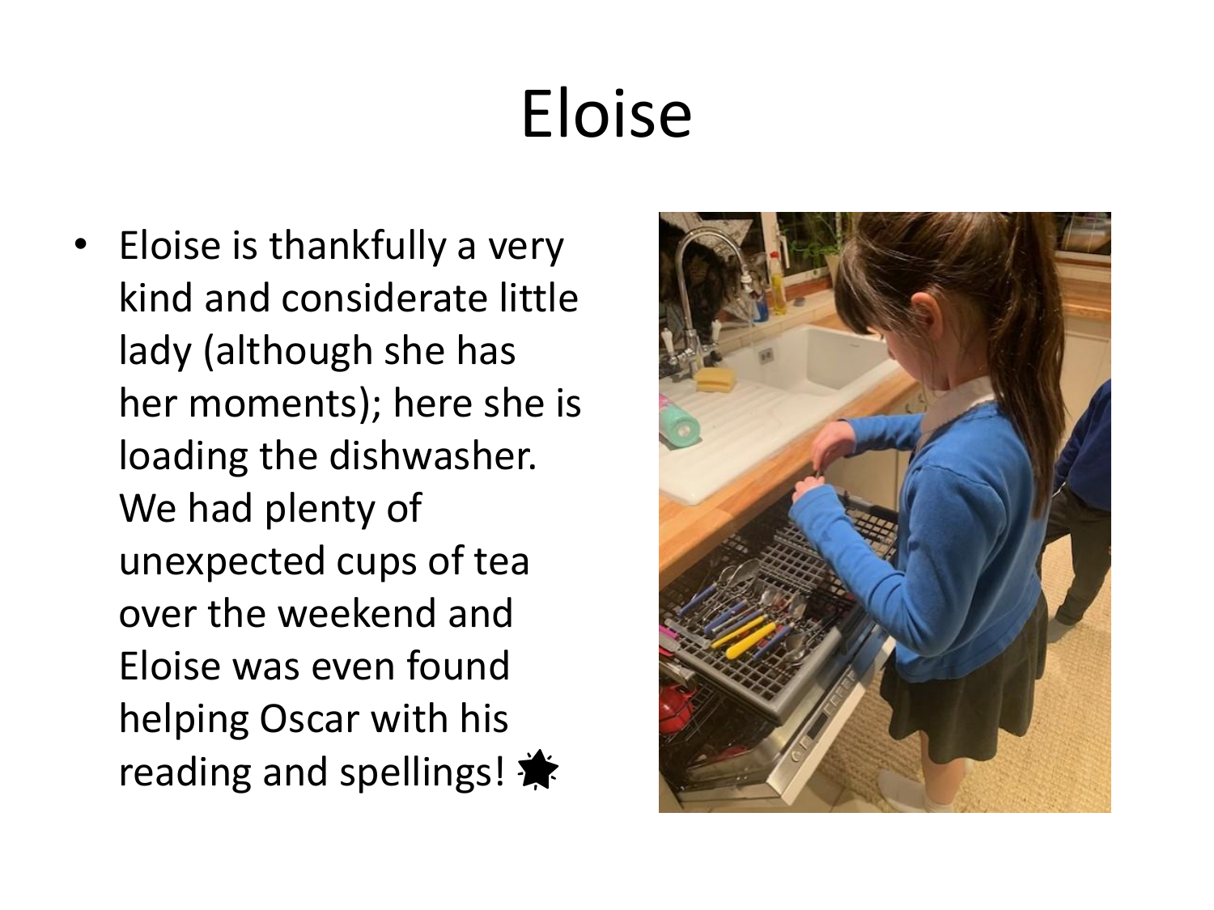# Eloise

- Eloise is thankfully a very kind and considerate little lady (although she has her moments); here she is loading the dishwasher. We had plenty of unexpected cups of tea over the weekend and Eloise was even found helping Oscar with his reading and spellings! 🌟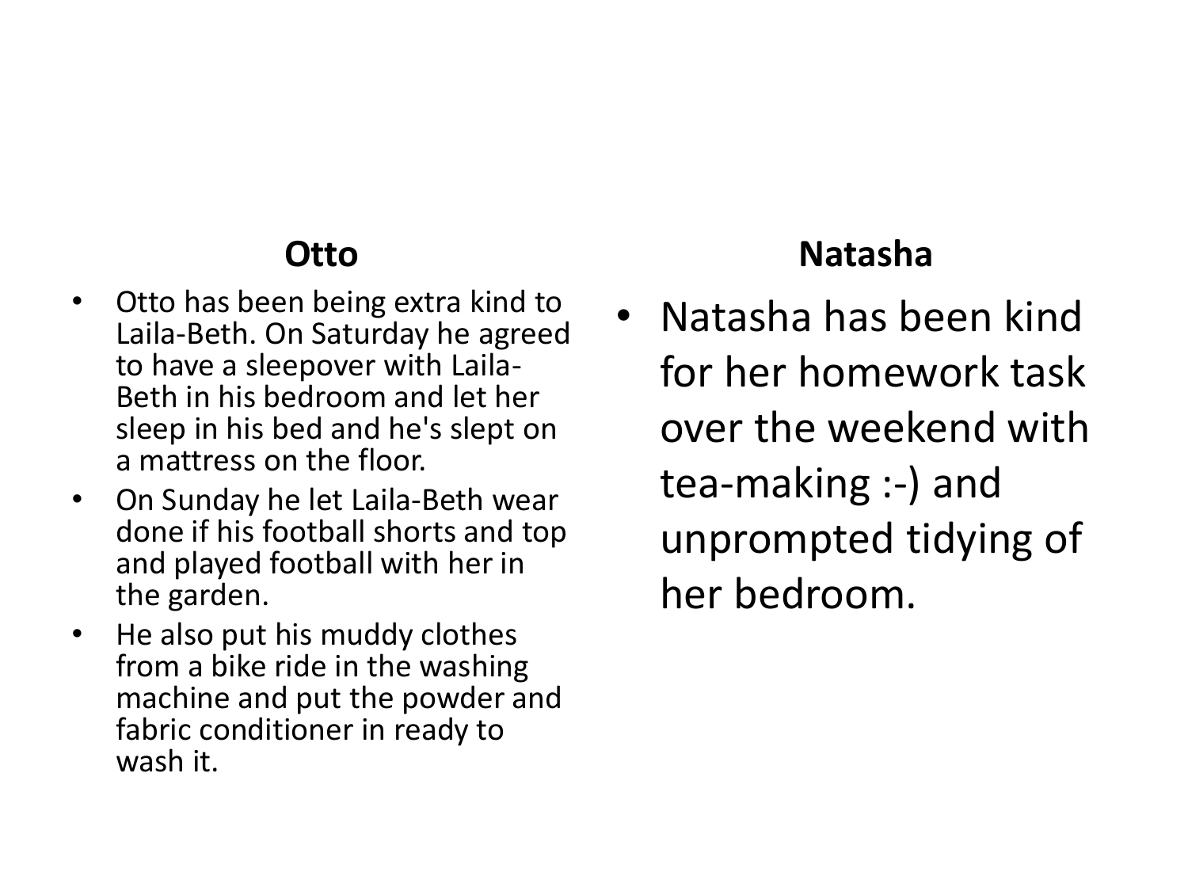**Otto**

- Otto has been being extra kind to Laila-Beth. On Saturday he agreed to have a sleepover with Laila-Beth in his bedroom and let her sleep in his bed and he's slept on a mattress on the floor.
- On Sunday he let Laila-Beth wear done if his football shorts and top and played football with her in the garden.
- He also put his muddy clothes from a bike ride in the washing machine and put the powder and fabric conditioner in ready to wash it.

**Natasha**

- Natasha has been kind for her homework task over the weekend with tea-making :-) and unprompted tidying of her bedroom.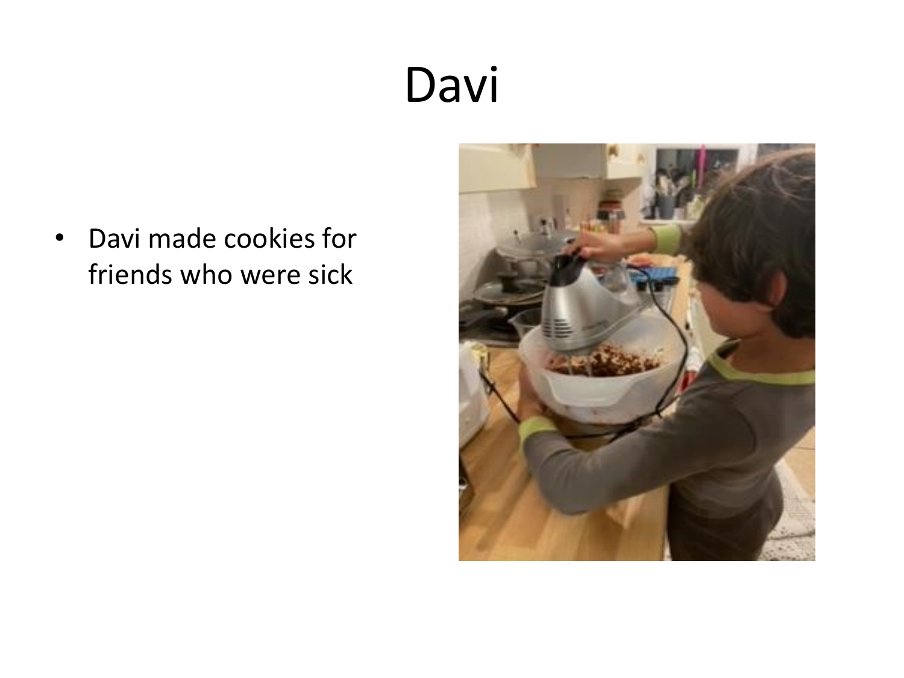# Davi

- Davi made cookies for friends who were sick